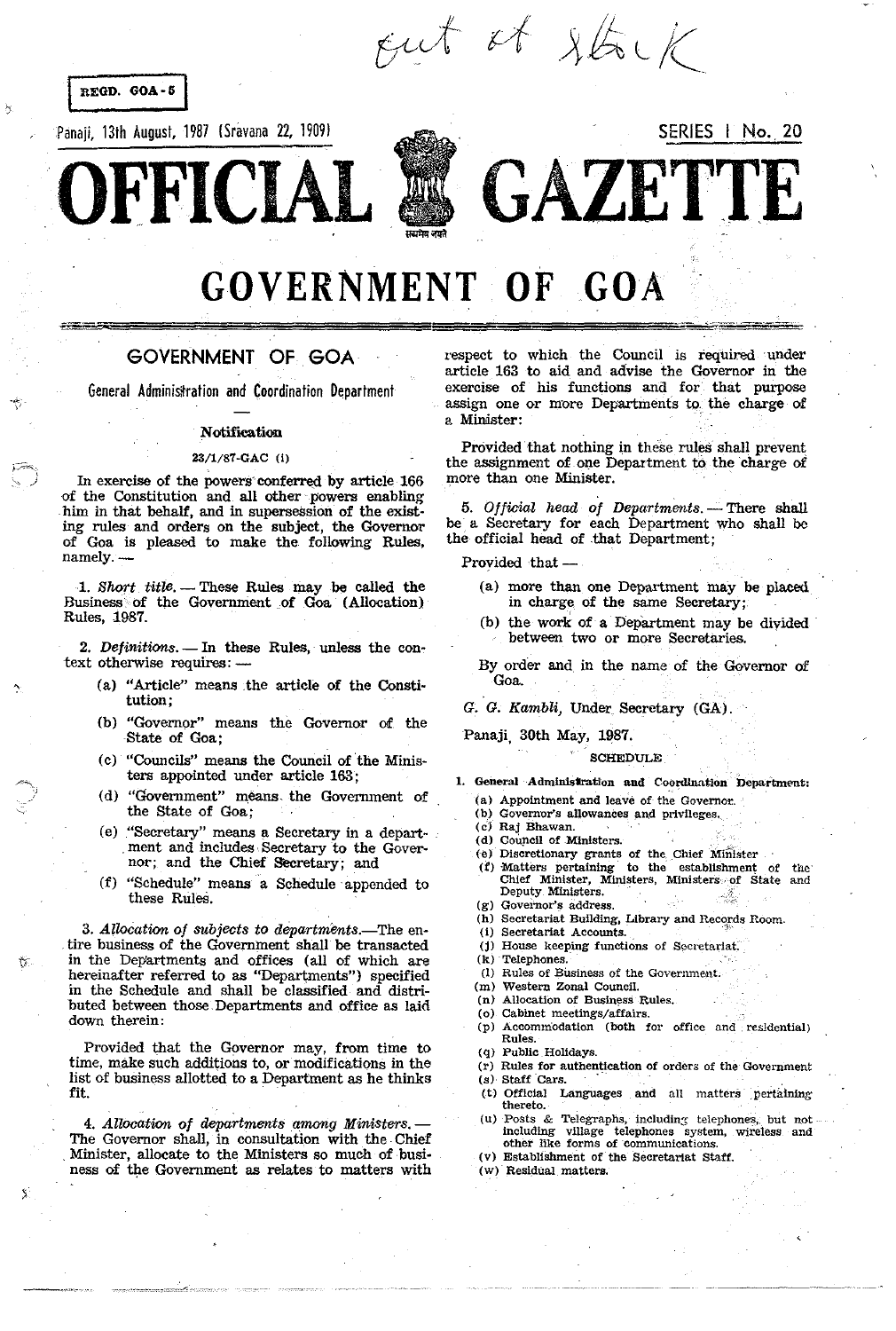REGD. GOA-5

Panaji, 13th August, 1987 (Sravana 22, 1909)

SERIES I No. 20

# OFFICIAL GAZETTE

# GOVERNMENT OF GOA

## GOVERNMENT OF GOA

### General Administration and Coordination Department

—

**Notification**

23/1/87-GAC (i)

In exercise of the powers conferred by article 166 of the Constitution and all other powers enabling him in that behalf, and in supersession of the existing rules and orders on the subject, the Governor of Goa is pleased to make the following Rules, namely.—

1. *Short title.* — These Rules may be called the Business of the Government of Goa (Allocation) Rules, 1987.

2. *Definitions.* — In these Rules, unless the context otherwise requires:—

   (a) "Article" means the article of the Constitution;

   (b) "Governor" means the Governor of the State of Goa;

   (c) "Councils" means the Council of the Ministers appointed under article 163;

   (d) "Government" means the Government of the State of Goa;

   (e) "Secretary" means a Secretary in a department and includes Secretary to the Governor; and the Chief Secretary; and

   (f) "Schedule" means a Schedule appended to these Rules.

3. *Allocation of subjects to departments.*—The entire business of the Government shall be transacted in the Departments and offices (all of which are hereinafter referred to as "Departments") specified in the Schedule and shall be classified and distributed between those Departments and office as laid down therein:

Provided that the Governor may, from time to time, make such additions to, or modifications in the list of business allotted to a Department as he thinks fit.

4. *Allocation of departments among Ministers.* — The Governor shall, in consultation with the Chief Minister, allocate to the Ministers so much of business of the Government as relates to matters with respect to which the Council is required under article 163 to aid and advise the Governor in the exercise of his functions and for that purpose assign one or more Departments to the charge of a Minister:

Provided that nothing in these rules shall prevent the assignment of one Department to the charge of more than one Minister.

5. *Official head of Departments.* — There shall be a Secretary for each Department who shall be the official head of that Department;

Provided that —

   (a) more than one Department may be placed in charge of the same Secretary;

   (b) the work of a Department may be divided between two or more Secretaries.

By order and in the name of the Governor of Goa.

*G. G. Kambli*, Under Secretary (GA).

Panaji, 30th May, 1987.

SCHEDULE

1. **General Administration and Coordination Department:**

   (a) Appointment and leave of the Governor.
   (b) Governor's allowances and privileges.
   (c) Raj Bhawan.
   (d) Council of Ministers.
   (e) Discretionary grants of the Chief Minister
   (f) Matters pertaining to the establishment of the Chief Minister, Ministers of State and Deputy Ministers.
   (g) Governor's address.
   (h) Secretariat Building, Library and Records Room.
   (i) Secretariat Accounts.
   (j) House keeping functions of Secretariat.
   (k) Telephones.
   (l) Rules of Business of the Government.
   (m) Western Zonal Council.
   (n) Allocation of Business Rules.
   (o) Cabinet meetings/affairs.
   (p) Accommodation (both for office and residential) Rules.
   (q) Public Holidays.
   (r) Rules for authentication of orders of the Government
   (s) Staff Cars.
   (t) Official Languages and all matters pertaining thereto.
   (u) Posts & Telegraphs, including telephones, but not including village telephones system, wireless and other like forms of communications.
   (v) Establishment of the Secretariat Staff.
   (w) Residual matters.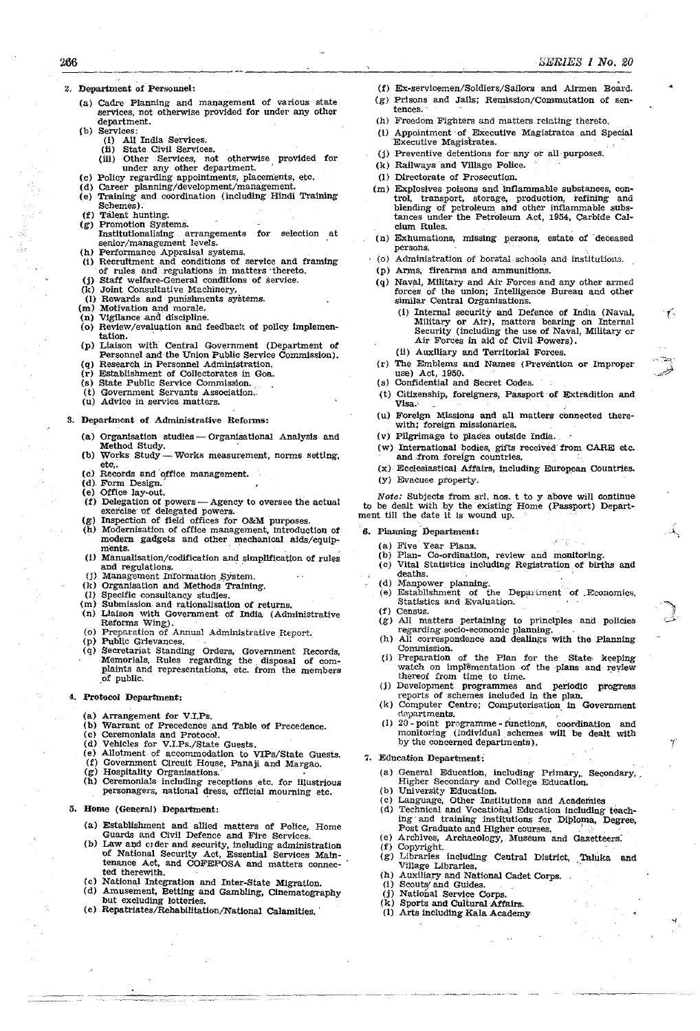2. **Department of Personnel:**

   (a) Cadre Planning and management of various state services, not otherwise provided for under any other department.
   (b) Services:
      (i) All India Services.
      (ii) State Civil Services.
      (iii) Other Services, not otherwise provided for under any other department.
   (c) Policy regarding appointments, placements, etc.
   (d) Career planning/development/management.
   (e) Training and coordination (including Hindi Training Schemes).
   (f) Talent hunting.
   (g) Promotion Systems.
   Institutionalising arrangements for selection at senior/management levels.
   (h) Performance Appraisal systems.
   (i) Recruitment and conditions of service and framing of rules and regulations in matters thereto.
   (j) Staff welfare-General conditions of service.
   (k) Joint Consultative Machinery.
   (l) Rewards and punishments systems.
   (m) Motivation and morale.
   (n) Vigilance and discipline.
   (o) Review/evaluation and feedback of policy implementation.
   (p) Liaison with Central Government (Department of Personnel and the Union Public Service Commission).
   (q) Research in Personnel Administration.
   (r) Establishment of Collectorates in Goa.
   (s) State Public Service Commission.
   (t) Government Servants Association.
   (u) Advice in service matters.

3. **Department of Administrative Reforms:**

   (a) Organisation studies — Organisational Analysis and Method Study.
   (b) Works Study — Works measurement, norms setting, etc.
   (c) Records and office management.
   (d) Form Design.
   (e) Office lay-out.
   (f) Delegation of powers — Agency to oversee the actual exercise of delegated powers.
   (g) Inspection of field offices for O&M purposes.
   (h) Modernisation of office management, introduction of modern gadgets and other mechanical aids/equipments.
   (i) Manualisation/codification and simplification of rules and regulations.
   (j) Management Information System.
   (k) Organisation and Methods Training.
   (l) Specific consultancy studies.
   (m) Submission and rationalisation of returns.
   (n) Liaison with Government of India (Administrative Reforms Wing).
   (o) Preparation of Annual Administrative Report.
   (p) Public Grievances.
   (q) Secretariat Standing Orders, Government Records, Memorials, Rules regarding the disposal of complaints and representations, etc. from the members of public.

4. **Protocol Department:**

   (a) Arrangement for V.I.Ps.
   (b) Warrant of Precedence and Table of Precedence.
   (c) Ceremonials and Protocol.
   (d) Vehicles for V.I.Ps./State Guests.
   (e) Allotment of accommodation to VIPs/State Guests.
   (f) Government Circuit House, Panaji and Margao.
   (g) Hospitality Organisations.
   (h) Ceremonials including receptions etc. for illustrious personagers, national dress, official mourning etc.

5. **Home (General) Department:**

   (a) Establishment and allied matters of Police, Home Guards and Civil Defence and Fire Services.
   (b) Law and order and security, including administration of National Security Act, Essential Services Maintenance Act, and COFEPOSA and matters connected therewith.
   (c) National Integration and Inter-State Migration.
   (d) Amusement, Betting and Gambling, Cinematography but excluding lotteries.
   (e) Repatriates/Rehabilitation/National Calamities.
   (f) Ex-servicemen/Soldiers/Sailors and Airmen Board.
   (g) Prisons and Jails; Remission/Commutation of sentences.
   (h) Freedom Fighters and matters relating thereto.
   (i) Appointment of Executive Magistrates and Special Executive Magistrates.
   (j) Preventive detentions for any or all purposes.
   (k) Railways and Village Police.
   (l) Directorate of Prosecution.
   (m) Explosives poisons and inflammable substances, control, transport, storage, production, refining and blending of petroleum and other inflammable substances under the Petroleum Act, 1954, Carbide Calcium Rules.
   (n) Exhumations, missing persons, estate of deceased persons.
   (o) Administration of borstal schools and institutions.
   (p) Arms, firearms and ammunitions.
   (q) Naval, Military and Air Forces and any other armed forces of the union; Intelligence Bureau and other similar Central Organisations.
      (i) Internal security and Defence of India (Naval, Military or Air), matters bearing on Internal Security (including the use of Naval, Military or Air Forces in aid of Civil Powers).
      (ii) Auxiliary and Territorial Forces.
   (r) The Emblems and Names (Prevention or Improper use) Act, 1950.
   (s) Confidential and Secret Codes.
   (t) Citizenship, foreigners, Passport of Extradition and Visa.
   (u) Foreign Missions and all matters connected therewith; foreign missionaries.
   (v) Pilgrimage to places outside India.
   (w) International bodies, gifts received from CARE etc. and from foreign countries.
   (x) Ecclesiastical Affairs, including European Countries.
   (y) Evacuee property.

*Note:* Subjects from srl. nos. t to y above will continue to be dealt with by the existing Home (Passport) Department till the date it is wound up.

6. **Planning Department:**

   (a) Five Year Plans.
   (b) Plan- Co-ordination, review and monitoring.
   (c) Vital Statistics including Registration of births and deaths.
   (d) Manpower planning.
   (e) Establishment of the Department of Economics, Statistics and Evaluation.
   (f) Census.
   (g) All matters pertaining to principles and policies regarding socio-economic planning.
   (h) All correspondence and dealings with the Planning Commission.
   (i) Preparation of the Plan for the State keeping watch on implementation of the plans and review thereof from time to time.
   (j) Development programmes and periodic progress reports of schemes included in the plan.
   (k) Computer Centre; Computerisation in Government departments.
   (l) 20-point programme - functions, coordination and monitoring (individual schemes will be dealt with by the concerned departments).

7. **Education Department:**

   (a) General Education, including Primary, Secondary, Higher Secondary and College Education.
   (b) University Education.
   (c) Language, Other Institutions and Academies
   (d) Technical and Vocational Education including teaching and training institutions for Diploma, Degree, Post Graduate and Higher courses.
   (e) Archives, Archaeology, Museum and Gazetteers.
   (f) Copyright.
   (g) Libraries including Central District, Taluka and Village Libraries.
   (h) Auxiliary and National Cadet Corps.
   (i) Scouts and Guides.
   (j) National Service Corps.
   (k) Sports and Cultural Affairs.
   (l) Arts including Kala Academy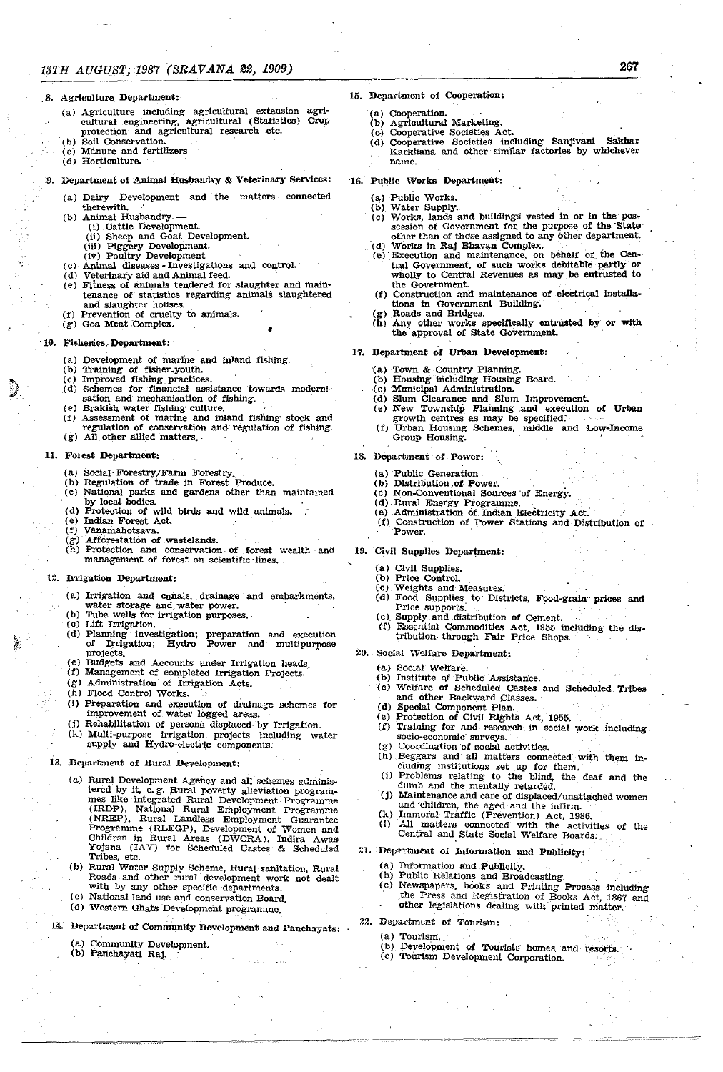8. Agriculture Department:

(a) Agriculture including agricultural extension agricultural engineering, agricultural (Statistics) Crop protection and agricultural research etc.
(b) Soil Conservation.
(c) Manure and fertilizers
(d) Horticulture.

9. Department of Animal Husbandry & Veterinary Services:

(a) Dairy Development and the matters connected therewith.
(b) Animal Husbandry.—
    (i) Cattle Development.
    (ii) Sheep and Goat Development.
    (iii) Piggery Development.
    (iv) Poultry Development
(c) Animal diseases - Investigations and control.
(d) Veterinary aid and Animal feed.
(e) Fitness of animals tendered for slaughter and maintenance of statistics regarding animals slaughtered and slaughter houses.
(f) Prevention of cruelty to animals.
(g) Goa Meat Complex.

10. Fisheries Department:

(a) Development of marine and inland fishing.
(b) Training of fisher-youth.
(c) Improved fishing practices.
(d) Schemes for financial assistance towards modernisation and mechanisation of fishing.
(e) Brakish water fishing culture.
(f) Assessment of marine and inland fishing stock and regulation of conservation and regulation of fishing.
(g) All other allied matters.

11. Forest Department:

(a) Social Forestry/Farm Forestry.
(b) Regulation of trade in Forest Produce.
(c) National parks and gardens other than maintained by local bodies.
(d) Protection of wild birds and wild animals.
(e) Indian Forest Act.
(f) Vanamahotsava.
(g) Afforestation of wastelands.
(h) Protection and conservation of forest wealth and management of forest on scientific lines.

12. Irrigation Department:

(a) Irrigation and canals, drainage and embarkments, water storage and water power.
(b) Tube wells for irrigation purposes.
(c) Lift Irrigation.
(d) Planning investigation; preparation and execution of Irrigation; Hydro Power and multipurpose projects.
(e) Budgets and Accounts under Irrigation heads.
(f) Management of completed Irrigation Projects.
(g) Administration of Irrigation Acts.
(h) Flood Control Works.
(i) Preparation and execution of drainage schemes for improvement of water logged areas.
(j) Rehabilitation of persons displaced by Irrigation.
(k) Multi-purpose irrigation projects including water supply and Hydro-electric components.

13. Department of Rural Development:

(a) Rural Development Agency and all schemes administered by it, e. g. Rural poverty alleviation programmes like integrated Rural Development Programme (IRDP), National Rural Employment Programme (NREP), Rural Landless Employment Guarantee Programme (RLEGP), Development of Women and Children in Rural Areas (DWCRA), Indira Awas Yojana (IAY) for Scheduled Castes & Scheduled Tribes, etc.
(b) Rural Water Supply Scheme, Rural sanitation, Rural Roads and other rural development work not dealt with by any other specific departments.
(c) National land use and conservation Board.
(d) Western Ghats Development programme.

14. Department of Community Development and Panchayats:

(a) Community Development.
(b) Panchayati Raj.

15. Department of Cooperation:

(a) Cooperation.
(b) Agricultural Marketing.
(c) Cooperative Societies Act.
(d) Cooperative Societies including Sanjivani Sakhar Karkhana and other similar factories by whichever name.

16. Public Works Department:

(a) Public Works.
(b) Water Supply.
(c) Works, lands and buildings vested in or in the possession of Government for the purpose of the State other than of those assigned to any other department.
(d) Works in Raj Bhavan Complex.
(e) Execution and maintenance, on behalf of the Central Government, of such works debitable partly or wholly to Central Revenues as may be entrusted to the Government.
(f) Construction and maintenance of electrical installations in Government Building.
(g) Roads and Bridges.
(h) Any other works specifically entrusted by or with the approval of State Government.

17. Department of Urban Development:

(a) Town & Country Planning.
(b) Housing including Housing Board.
(c) Municipal Administration.
(d) Slum Clearance and Slum Improvement.
(e) New Township Planning and execution of Urban growth centres as may be specified.
(f) Urban Housing Schemes, middle and Low-Income Group Housing.

18. Department of Power:

(a) Public Generation
(b) Distribution of Power.
(c) Non-Conventional Sources of Energy.
(d) Rural Energy Programme.
(e) Administration of Indian Electricity Act.
(f) Construction of Power Stations and Distribution of Power.

19. Civil Supplies Department:

(a) Civil Supplies.
(b) Price Control.
(c) Weights and Measures.
(d) Food Supplies to Districts, Food-grain prices and Price supports.
(e) Supply and distribution of Cement.
(f) Essential Commodities Act, 1955 including the distribution through Fair Price Shops.

20. Social Welfare Department:

(a) Social Welfare.
(b) Institute of Public Assistance.
(c) Welfare of Scheduled Castes and Scheduled Tribes and other Backward Classes.
(d) Special Component Plan.
(e) Protection of Civil Rights Act, 1955.
(f) Training for and research in social work including socio-economic surveys.
(g) Coordination of social activities.
(h) Beggars and all matters connected with them including institutions set up for them.
(i) Problems relating to the blind, the deaf and the dumb and the mentally retarded.
(j) Maintenance and care of displaced/unattached women and children, the aged and the infirm.
(k) Immoral Traffic (Prevention) Act, 1986.
(l) All matters connected with the activities of the Central and State Social Welfare Boards.

21. Department of Information and Publicity:

(a) Information and Publicity.
(b) Public Relations and Broadcasting.
(c) Newspapers, books and Printing Process including the Press and Registration of Books Act, 1867 and other legislations dealing with printed matter.

22. Department of Tourism:

(a) Tourism.
(b) Development of Tourists homes and resorts.
(c) Tourism Development Corporation.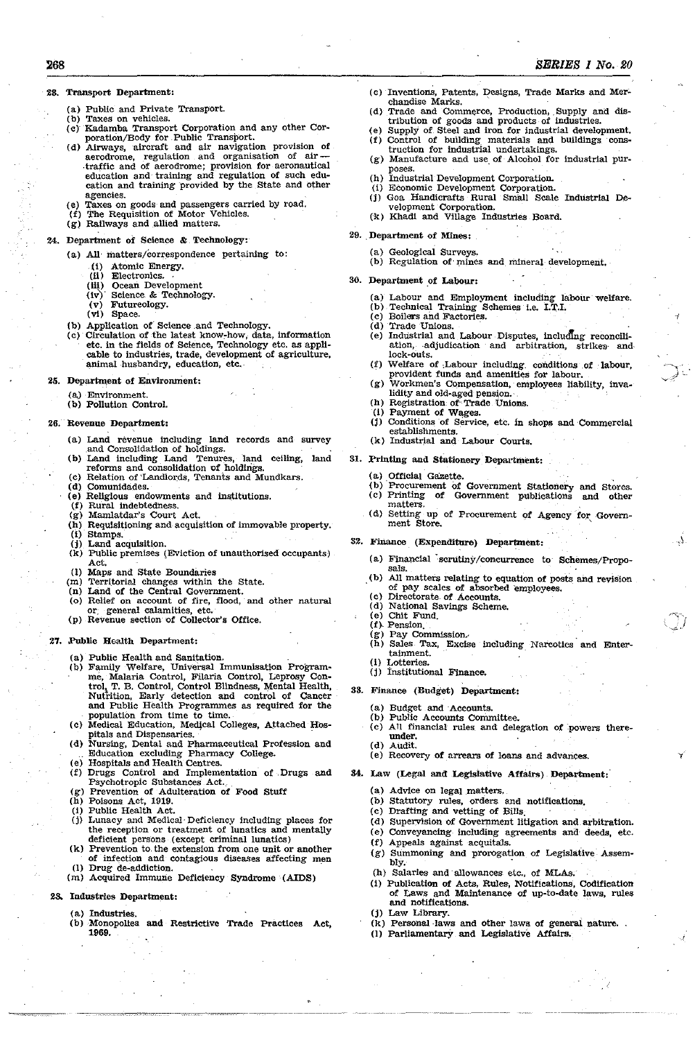**23. Transport Department:**

(a) Public and Private Transport.
(b) Taxes on vehicles.
(c) Kadamba Transport Corporation and any other Corporation/Body for Public Transport.
(d) Airways, aircraft and air navigation provision of aerodrome, regulation and organisation of air — traffic and of aerodrome; provision for aeronautical education and training and regulation of such education and training provided by the State and other agencies.
(e) Taxes on goods and passengers carried by road.
(f) The Requisition of Motor Vehicles.
(g) Railways and allied matters.

**24. Department of Science & Technology:**

(a) All matters/correspondence pertaining to:
  (i) Atomic Energy.
  (ii) Electronics.
  (iii) Ocean Development
  (iv) Science & Technology.
  (v) Futureology.
  (vi) Space.
(b) Application of Science and Technology.
(c) Circulation of the latest know-how, data, information etc. in the fields of Science, Technology etc. as applicable to industries, trade, development of agriculture, animal husbandry, education, etc.

**25. Department of Environment:**

(a) Environment.
(b) Pollution Control.

**26. Revenue Department:**

(a) Land revenue including land records and survey and Consolidation of holdings.
(b) Land including Land Tenures, land ceiling, land reforms and consolidation of holdings.
(c) Relation of Landlords, Tenants and Mundkars.
(d) Comunidades.
(e) Religious endowments and institutions.
(f) Rural indebtedness.
(g) Mamlatdar's Court Act.
(h) Requisitioning and acquisition of immovable property.
(i) Stamps.
(j) Land acquisition.
(k) Public premises (Eviction of unauthorised occupants) Act.
(l) Maps and State Boundaries
(m) Territorial changes within the State.
(n) Land of the Central Government.
(o) Relief on account of fire, flood, and other natural or general calamities, etc.
(p) Revenue section of Collector's Office.

**27. Public Health Department:**

(a) Public Health and Sanitation.
(b) Family Welfare, Universal Immunisation Programme, Malaria Control, Filaria Control, Leprosy Control, T. B. Control, Control Blindness, Mental Health, Nutrition, Early detection and control of Cancer and Public Health Programmes as required for the population from time to time.
(c) Medical Education, Medical Colleges, Attached Hospitals and Dispensaries.
(d) Nursing, Dental and Pharmaceutical Profession and Education excluding Pharmacy College.
(e) Hospitals and Health Centres.
(f) Drugs Control and Implementation of Drugs and Psychotropic Substances Act.
(g) Prevention of Adulteration of Food Stuff
(h) Poisons Act, 1919.
(i) Public Health Act.
(j) Lunacy and Medical Deficiency including places for the reception or treatment of lunatics and mentally deficient persons (except criminal lunatics)
(k) Prevention to the extension from one unit or another of infection and contagious diseases affecting men
(l) Drug de-addiction.
(m) Acquired Immune Deficiency Syndrome (AIDS)

**28. Industries Department:**

(a) Industries.
(b) Monopolies and Restrictive Trade Practices Act, 1969.
(c) Inventions, Patents, Designs, Trade Marks and Merchandise Marks.
(d) Trade and Commerce, Production, Supply and distribution of goods and products of industries.
(e) Supply of Steel and iron for industrial development.
(f) Control of building materials and buildings construction for industrial undertakings.
(g) Manufacture and use of Alcohol for industrial purposes.
(h) Industrial Development Corporation.
(i) Economic Development Corporation.
(j) Goa Handicrafts Rural Small Scale Industrial Development Corporation.
(k) Khadi and Village Industries Board.

**29. Department of Mines:**

(a) Geological Surveys.
(b) Regulation of mines and mineral development.

**30. Department of Labour:**

(a) Labour and Employment including labour welfare.
(b) Technical Training Schemes i.e. I.T.I.
(c) Boilers and Factories.
(d) Trade Unions.
(e) Industrial and Labour Disputes, including reconciliation, adjudication and arbitration, strikes and lock-outs.
(f) Welfare of Labour including conditions of labour, provident funds and amenities for labour.
(g) Workmen's Compensation, employees liability, invalidity and old-aged pension.
(h) Registration of Trade Unions.
(i) Payment of Wages.
(j) Conditions of Service, etc. in shops and Commercial establishments.
(k) Industrial and Labour Courts.

**31. Printing and Stationery Department:**

(a) Official Gazette.
(b) Procurement of Government Stationery and Stores.
(c) Printing of Government publications and other matters.
(d) Setting up of Procurement of Agency for Government Store.

**32. Finance (Expenditure) Department:**

(a) Financial scrutiny/concurrence to Schemes/Proposals.
(b) All matters relating to equation of posts and revision of pay scales of absorbed employees.
(c) Directorate of Accounts.
(d) National Savings Scheme.
(e) Chit Fund.
(f) Pension.
(g) Pay Commission.
(h) Sales Tax, Excise including Narcotics and Entertainment.
(i) Lotteries.
(j) Institutional Finance.

**33. Finance (Budget) Department:**

(a) Budget and Accounts.
(b) Public Accounts Committee.
(c) All financial rules and delegation of powers thereunder.
(d) Audit.
(e) Recovery of arrears of loans and advances.

**34. Law (Legal and Legislative Affairs) Department:**

(a) Advice on legal matters.
(b) Statutory rules, orders and notifications.
(c) Drafting and vetting of Bills.
(d) Supervision of Government litigation and arbitration.
(e) Conveyancing including agreements and deeds, etc.
(f) Appeals against acquitals.
(g) Summoning and prorogation of Legislative Assembly.
(h) Salaries and allowances etc., of MLAs.
(i) Publication of Acts, Rules, Notifications, Codification of Laws and Maintenance of up-to-date laws, rules and notifications.
(j) Law Library.
(k) Personal laws and other laws of general nature.
(l) Parliamentary and Legislative Affairs.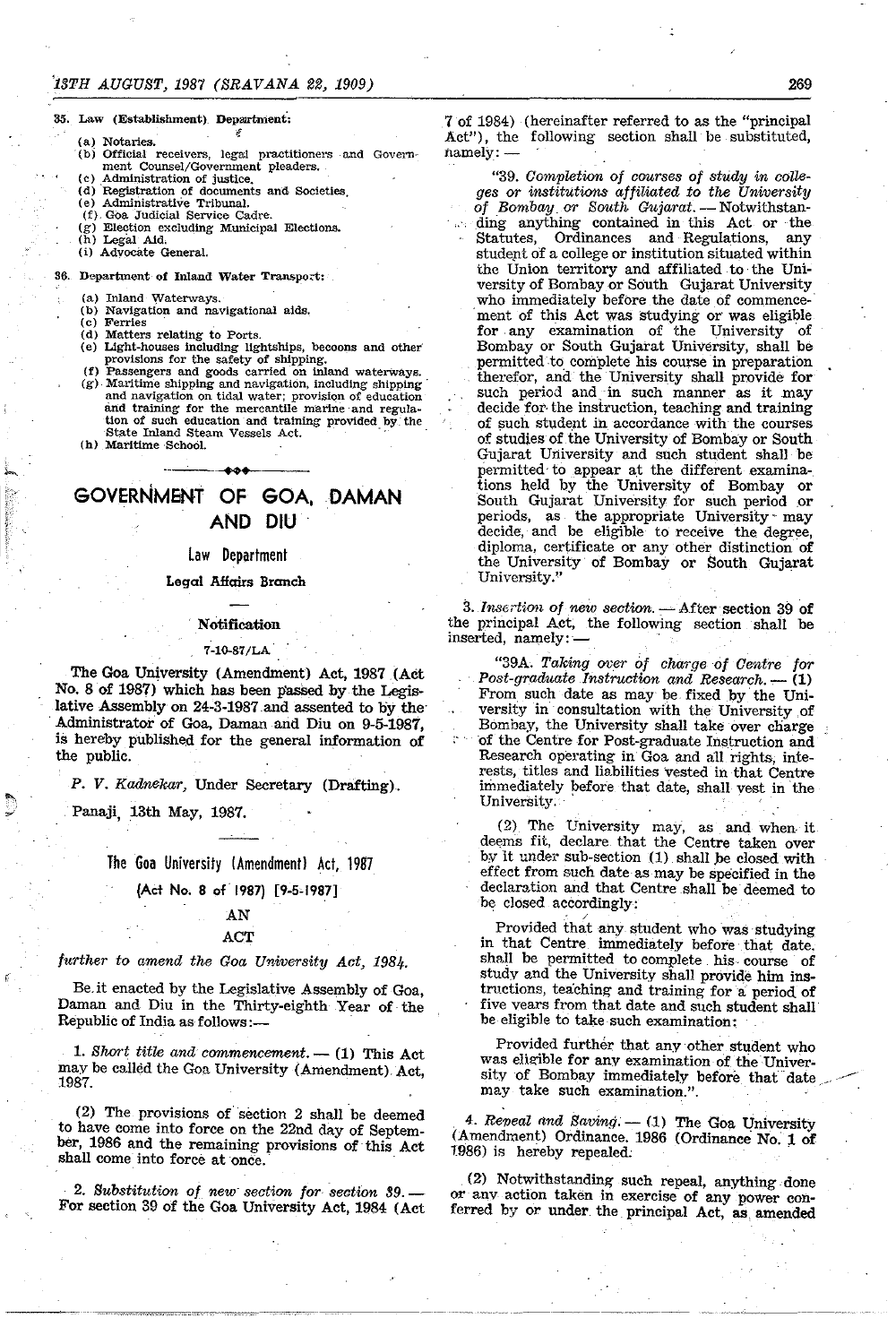35. Law (Establishment) Department:

- (a) Notaries.
- (b) Official receivers, legal practitioners and Government Counsel/Government pleaders.
- (c) Administration of justice.
- (d) Registration of documents and Societies.
- (e) Administrative Tribunal.
- (f) Goa Judicial Service Cadre.
- (g) Election excluding Municipal Elections.
- (h) Legal Aid.
- (i) Advocate General.

36. Department of Inland Water Transport:

- (a) Inland Waterways.
- (b) Navigation and navigational aids.
- (c) Ferries
- (d) Matters relating to Ports.
- (e) Light-houses including lightships, becoons and other provisions for the safety of shipping.
- (f) Passengers and goods carried on inland waterways.
- (g) Maritime shipping and navigation, including shipping and navigation on tidal water; provision of education and training for the mercantile marine and regulation of such education and training provided by the State Inland Steam Vessels Act.
- (h) Maritime School.

---

# GOVERNMENT OF GOA, DAMAN AND DIU

## Law Department

### Legal Affairs Branch

**Notification**

7-10-87/LA

**The Goa University (Amendment) Act, 1987 (Act No. 8 of 1987) which has been passed by the Legislative Assembly on 24-3-1987 and assented to by the Administrator of Goa, Daman and Diu on 9-5-1987, is hereby published for the general information of the public.**

*P. V. Kadnekar*, Under Secretary (Drafting).

Panaji, 13th May, 1987.

---

## The Goa University (Amendment) Act, 1987

(Act No. 8 of 1987) [9-5-1987]

AN

ACT

*further to amend the Goa University Act, 1984.*

Be it enacted by the Legislative Assembly of Goa, Daman and Diu in the Thirty-eighth Year of the Republic of India as follows:—

1. *Short title and commencement.* — (1) This Act may be called the Goa University (Amendment) Act, 1987.

(2) The provisions of section 2 shall be deemed to have come into force on the 22nd day of September, 1986 and the remaining provisions of this Act shall come into force at once.

2. *Substitution of new section for section 39.* — For section 39 of the Goa University Act, 1984 (Act 7 of 1984) (hereinafter referred to as the "principal Act"), the following section shall be substituted, namely: —

"39. *Completion of courses of study in colleges or institutions affiliated to the University of Bombay or South Gujarat.* — Notwithstanding anything contained in this Act or the Statutes, Ordinances and Regulations, any student of a college or institution situated within the Union territory and affiliated to the University of Bombay or South Gujarat University who immediately before the date of commencement of this Act was studying or was eligible for any examination of the University of Bombay or South Gujarat University, shall be permitted to complete his course in preparation therefor, and the University shall provide for such period and in such manner as it may decide for the instruction, teaching and training of such student in accordance with the courses of studies of the University of Bombay or South Gujarat University and such student shall be permitted to appear at the different examinations held by the University of Bombay or South Gujarat University for such period or periods, as the appropriate University may decide, and be eligible to receive the degree, diploma, certificate or any other distinction of the University of Bombay or South Gujarat University."

3. *Insertion of new section.* — After section 39 of the principal Act, the following section shall be inserted, namely: —

"39A. *Taking over of charge of Centre for Post-graduate Instruction and Research.* — (1) From such date as may be fixed by the University in consultation with the University of Bombay, the University shall take over charge of the Centre for Post-graduate Instruction and Research operating in Goa and all rights, interests, titles and liabilities vested in that Centre immediately before that date, shall vest in the University.

(2) The University may, as and when it deems fit, declare that the Centre taken over by it under sub-section (1) shall be closed with effect from such date as may be specified in the declaration and that Centre shall be deemed to be closed accordingly:

Provided that any student who was studying in that Centre immediately before that date, shall be permitted to complete his course of study and the University shall provide him instructions, teaching and training for a period of five years from that date and such student shall be eligible to take such examination:

Provided further that any other student who was eligible for any examination of the University of Bombay immediately before that date may take such examination.".

4. *Repeal and Saving.* — (1) The Goa University (Amendment) Ordinance, 1986 (Ordinance No. 1 of 1986) is hereby repealed.

(2) Notwithstanding such repeal, anything done or any action taken in exercise of any power conferred by or under the principal Act, as amended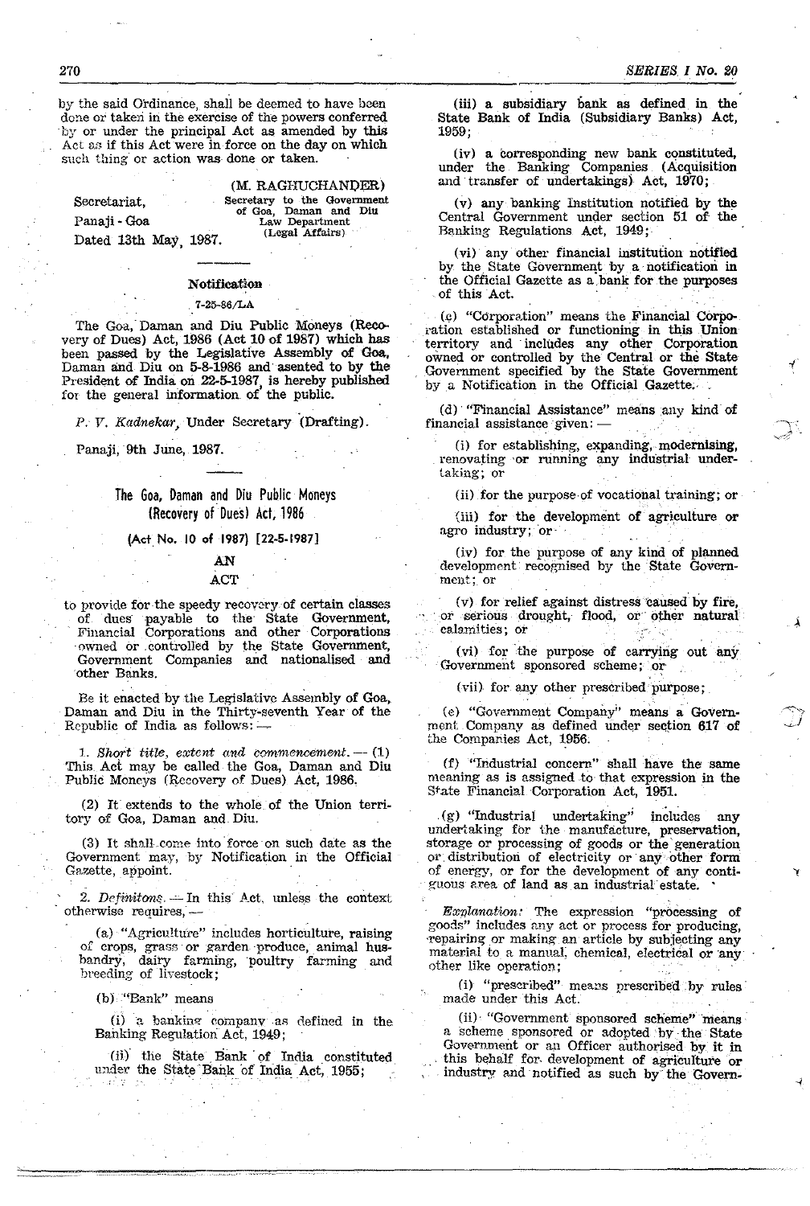by the said Ordinance, shall be deemed to have been done or taken in the exercise of the powers conferred by or under the principal Act as amended by this Act as if this Act were in force on the day on which such thing or action was done or taken.

(M. RAGHUCHANDER)
Secretary to the Government of Goa, Daman and Diu
Law Department
(Legal Affairs)

Secretariat,
Panaji - Goa
Dated 13th May, 1987.

---

### Notification

7-25-86/LA

The Goa, Daman and Diu Public Moneys (Recovery of Dues) Act, 1986 (Act 10 of 1987) which has been passed by the Legislative Assembly of Goa, Daman and Diu on 5-8-1986 and asented to by the President of India on 22-5-1987, is hereby published for the general information of the public.

*P. V. Kadnekar*, Under Secretary (Drafting).

Panaji, 9th June, 1987.

---

## The Goa, Daman and Diu Public Moneys (Recovery of Dues) Act, 1986

**(Act No. 10 of 1987) [22-5-1987]**

### AN
### ACT

to provide for the speedy recovery of certain classes of dues payable to the State Government, Financial Corporations and other Corporations owned or controlled by the State Government, Government Companies and nationalised and other Banks.

Be it enacted by the Legislative Assembly of Goa, Daman and Diu in the Thirty-seventh Year of the Republic of India as follows: —

1. *Short title, extent and commencement.* — (1) This Act may be called the Goa, Daman and Diu Public Moneys (Recovery of Dues) Act, 1986.

(2) It extends to the whole of the Union territory of Goa, Daman and Diu.

(3) It shall come into force on such date as the Government may, by Notification in the Official Gazette, appoint.

2. *Definitons.* — In this Act, unless the context otherwise requires, —

(a) "Agriculture" includes horticulture, raising of crops, grass or garden produce, animal husbandry, dairy farming, poultry farming and breeding of livestock;

(b) "Bank" means

(i) a banking company as defined in the Banking Regulation Act, 1949;

(ii) the State Bank of India constituted under the State Bank of India Act, 1955;

(iii) a subsidiary bank as defined in the State Bank of India (Subsidiary Banks) Act, 1959;

(iv) a corresponding new bank constituted, under the Banking Companies (Acquisition and transfer of undertakings) Act, 1970;

(v) any banking Institution notified by the Central Government under section 51 of the Banking Regulations Act, 1949;

(vi) any other financial institution notified by the State Government by a notification in the Official Gazette as a bank for the purposes of this Act.

(c) "Corporation" means the Financial Corporation established or functioning in this Union territory and includes any other Corporation owned or controlled by the Central or the State Government specified by the State Government by a Notification in the Official Gazette.

(d) "Financial Assistance" means any kind of financial assistance given: —

(i) for establishing, expanding, modernising, renovating or running any industrial undertaking; or

(ii) for the purpose of vocational training; or

(iii) for the development of agriculture or agro industry; or

(iv) for the purpose of any kind of planned development recognised by the State Government; or

(v) for relief against distress caused by fire, or serious drought, flood, or other natural calamities; or

(vi) for the purpose of carrying out any Government sponsored scheme; or

(vii) for any other prescribed purpose;

(e) "Government Company" means a Government Company as defined under section 617 of the Companies Act, 1956.

(f) "Industrial concern" shall have the same meaning as is assigned to that expression in the State Financial Corporation Act, 1951.

(g) "Industrial undertaking" includes any undertaking for the manufacture, preservation, storage or processing of goods or the generation or distribution of electricity or any other form of energy, or for the development of any contiguous area of land as an industrial estate.

*Explanation:* The expression "processing of goods" includes any act or process for producing, repairing or making an article by subjecting any material to a manual, chemical, electrical or any other like operation;

(i) "prescribed" means prescribed by rules made under this Act.

(ii) "Government sponsored scheme" means a scheme sponsored or adopted by the State Government or an Officer authorised by it in this behalf for development of agriculture or industry and notified as such by the Govern-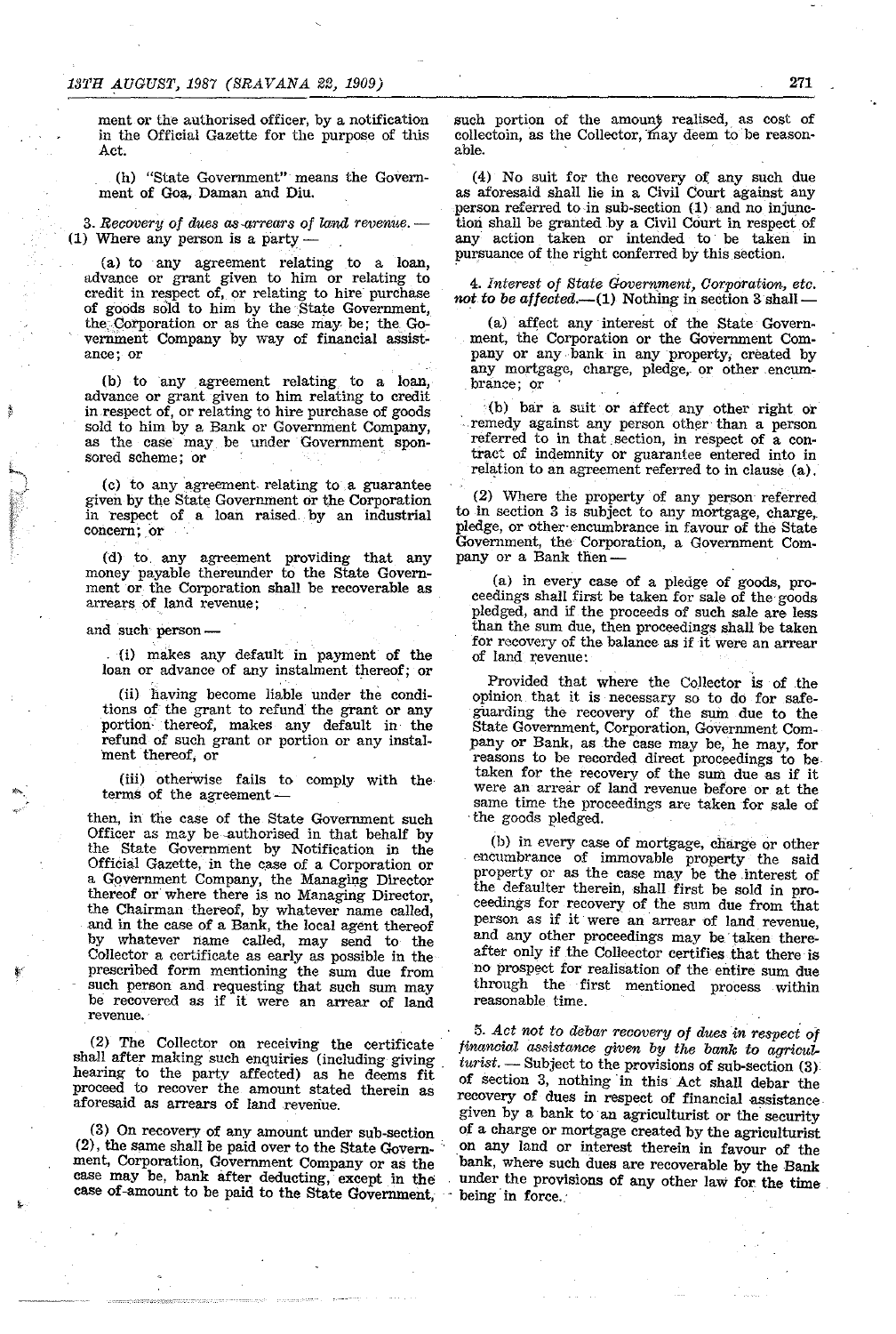ment or the authorised officer, by a notification in the Official Gazette for the purpose of this Act.

(h) "State Government" means the Government of Goa, Daman and Diu.

3. *Recovery of dues as arrears of land revenue.* — (1) Where any person is a party —

(a) to any agreement relating to a loan, advance or grant given to him or relating to credit in respect of, or relating to hire purchase of goods sold to him by the State Government, the Corporation or as the case may be; the Government Company by way of financial assistance; or

(b) to any agreement relating to a loan, advance or grant given to him relating to credit in respect of, or relating to hire purchase of goods sold to him by a Bank or Government Company, as the case may be under Government sponsored scheme; or

(c) to any agreement relating to a guarantee given by the State Government or the Corporation in respect of a loan raised by an industrial concern; or

(d) to any agreement providing that any money payable thereunder to the State Government or the Corporation shall be recoverable as arrears of land revenue;

and such person —

(i) makes any default in payment of the loan or advance of any instalment thereof; or

(ii) having become liable under the conditions of the grant to refund the grant or any portion thereof, makes any default in the refund of such grant or portion or any instalment thereof, or

(iii) otherwise fails to comply with the terms of the agreement —

then, in the case of the State Government such Officer as may be authorised in that behalf by the State Government by Notification in the Official Gazette, in the case of a Corporation or a Government Company, the Managing Director thereof or where there is no Managing Director, the Chairman thereof, by whatever name called, and in the case of a Bank, the local agent thereof by whatever name called, may send to the Collector a certificate as early as possible in the prescribed form mentioning the sum due from such person and requesting that such sum may be recovered as if it were an arrear of land revenue.

(2) The Collector on receiving the certificate shall after making such enquiries (including giving hearing to the party affected) as he deems fit proceed to recover the amount stated therein as aforesaid as arrears of land revenue.

(3) On recovery of any amount under sub-section (2), the same shall be paid over to the State Government, Corporation, Government Company or as the case may be, bank after deducting, except in the case of amount to be paid to the State Government, such portion of the amount realised, as cost of collectoin, as the Collector, may deem to be reasonable.

(4) No suit for the recovery of any such due as aforesaid shall lie in a Civil Court against any person referred to in sub-section (1) and no injunction shall be granted by a Civil Court in respect of any action taken or intended to be taken in pursuance of the right conferred by this section.

4. *Interest of State Government, Corporation, etc. not to be affected.*—(1) Nothing in section 3 shall —

(a) affect any interest of the State Government, the Corporation or the Government Company or any bank in any property, created by any mortgage, charge, pledge, or other encumbrance; or

(b) bar a suit or affect any other right or remedy against any person other than a person referred to in that section, in respect of a contract of indemnity or guarantee entered into in relation to an agreement referred to in clause (a).

(2) Where the property of any person referred to in section 3 is subject to any mortgage, charge, pledge, or other encumbrance in favour of the State Government, the Corporation, a Government Company or a Bank then —

(a) in every case of a pledge of goods, proceedings shall first be taken for sale of the goods pledged, and if the proceeds of such sale are less than the sum due, then proceedings shall be taken for recovery of the balance as if it were an arrear of land revenue:

Provided that where the Collector is of the opinion that it is necessary so to do for safeguarding the recovery of the sum due to the State Government, Corporation, Government Company or Bank, as the case may be, he may, for reasons to be recorded direct proceedings to be taken for the recovery of the sum due as if it were an arrear of land revenue before or at the same time the proceedings are taken for sale of the goods pledged.

(b) in every case of mortgage, charge or other encumbrance of immovable property the said property or as the case may be the interest of the defaulter therein, shall first be sold in proceedings for recovery of the sum due from that person as if it were an arrear of land revenue, and any other proceedings may be taken thereafter only if the Colleector certifies that there is no prospect for realisation of the entire sum due through the first mentioned process within reasonable time.

5. *Act not to debar recovery of dues in respect of financial assistance given by the bank to agriculturist.* — Subject to the provisions of sub-section (3) of section 3, nothing in this Act shall debar the recovery of dues in respect of financial assistance given by a bank to an agriculturist or the security of a charge or mortgage created by the agriculturist on any land or interest therein in favour of the bank, where such dues are recoverable by the Bank under the provisions of any other law for the time being in force.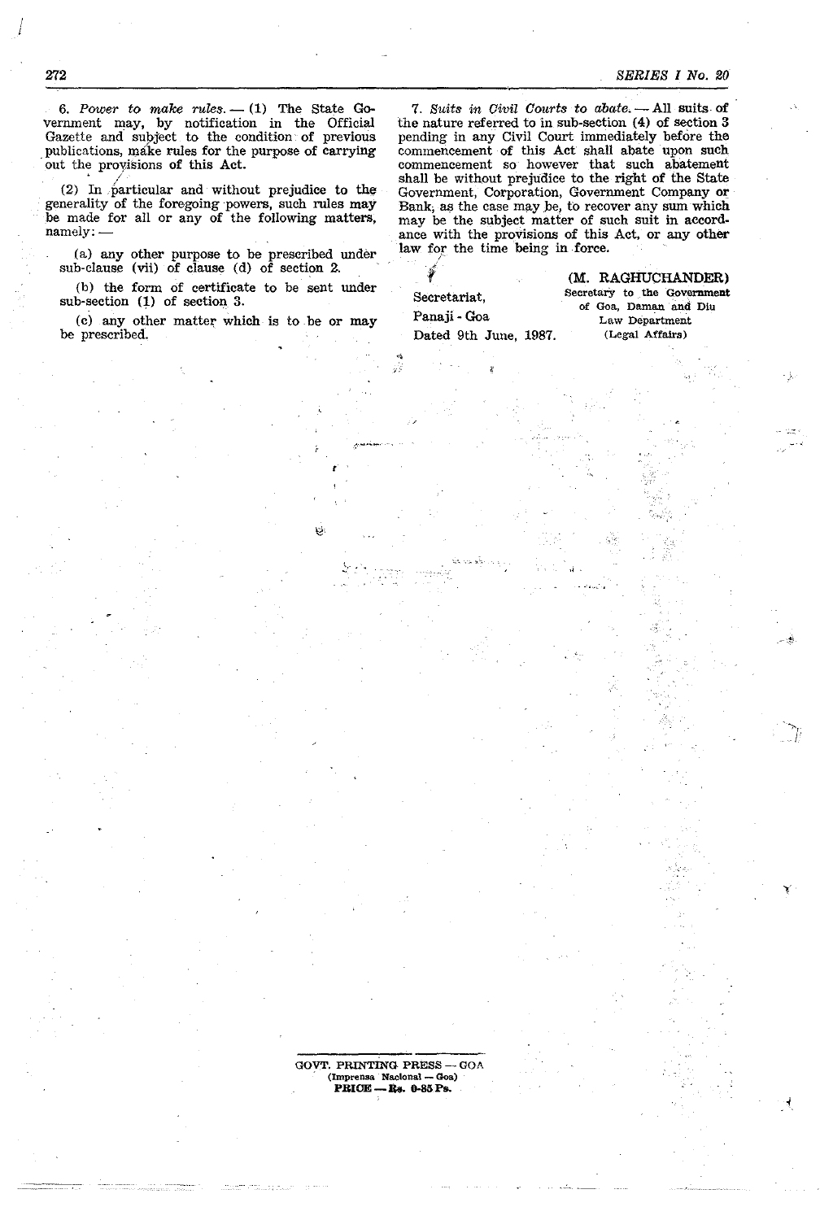6. *Power to make rules.* — (1) The State Government may, by notification in the Official Gazette and subject to the condition of previous publications, make rules for the purpose of carrying out the provisions of this Act.

(2) In particular and without prejudice to the generality of the foregoing powers, such rules may be made for all or any of the following matters, namely: —

(a) any other purpose to be prescribed under sub-clause (vii) of clause (d) of section 2.

(b) the form of certificate to be sent under sub-section (1) of section 3.

(c) any other matter which is to be or may be prescribed.

7. *Suits in Civil Courts to abate.* — All suits of the nature referred to in sub-section (4) of section 3 pending in any Civil Court immediately before the commencement of this Act shall abate upon such commencement so however that such abatement shall be without prejudice to the right of the State Government, Corporation, Government Company or Bank, as the case may be, to recover any sum which may be the subject matter of such suit in accordance with the provisions of this Act, or any other law for the time being in force.

Secretariat,
Panaji - Goa
Dated 9th June, 1987.

**(M. RAGHUCHANDER)**
Secretary to the Government
of Goa, Daman and Diu
Law Department
(Legal Affairs)

GOVT. PRINTING PRESS — GOA
(Imprensa Nacional — Goa)
**PRICE — Rs. 0-85 Ps.**